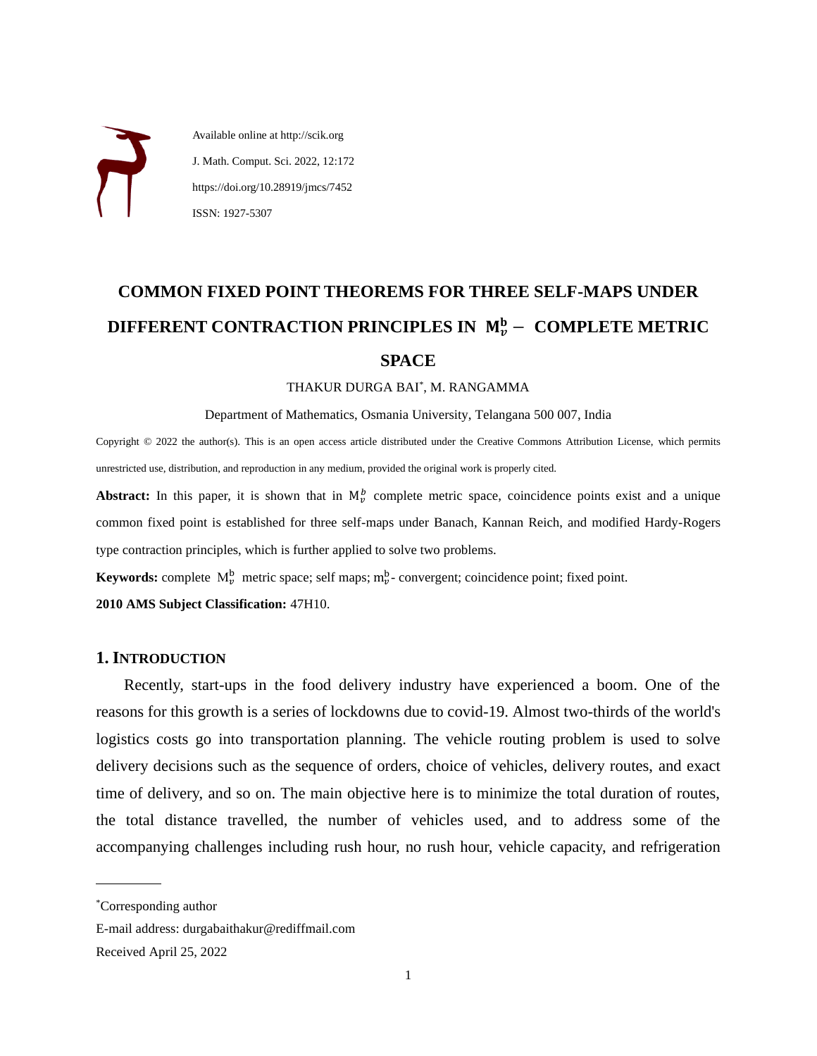Available online at http://scik.org

J. Math. Comput. Sci. 2022, 12:172

https://doi.org/10.28919/jmcs/7452

ISSN: 1927-5307

# COMMON FIXED POINT THEOREMS FOR THREE SELF-MAPS UNDER DIFFERENT CONTRACTION PRINCIPLES IN $\mathbf{M}_{v}^{\mathbf{b}}-$ COMPLETE METRIC SPACE

THAKUR DURGA BAI[*], M. RANGAMMA

Department of Mathematics, Osmania University, Telangana 500 007, India

Copyright © 2022 the author(s). This is an open access article distributed under the Creative Commons Attribution License, which permits unrestricted use, distribution, and reproduction in any medium, provided the original work is properly cited.

**Abstract:** In this paper, it is shown that in $\mathrm{M}_{v}^{b}$ complete metric space, coincidence points exist and a unique common fixed point is established for three self-maps under Banach, Kannan Reich, and modified Hardy-Rogers type contraction principles, which is further applied to solve two problems.

**Keywords:** complete $\mathrm{M}_{v}^{\mathrm{b}}$ metric space; self maps; $\mathrm{m}_{v}^{\mathrm{b}}$- convergent; coincidence point; fixed point.

**2010 AMS Subject Classification:** 47H10.

## 1. INTRODUCTION

Recently, start-ups in the food delivery industry have experienced a boom. One of the reasons for this growth is a series of lockdowns due to covid-19. Almost two-thirds of the world's logistics costs go into transportation planning. The vehicle routing problem is used to solve delivery decisions such as the sequence of orders, choice of vehicles, delivery routes, and exact time of delivery, and so on. The main objective here is to minimize the total duration of routes, the total distance travelled, the number of vehicles used, and to address some of the accompanying challenges including rush hour, no rush hour, vehicle capacity, and refrigeration

---

[*]Corresponding author

E-mail address: durgabaithakur@rediffmail.com

Received April 25, 2022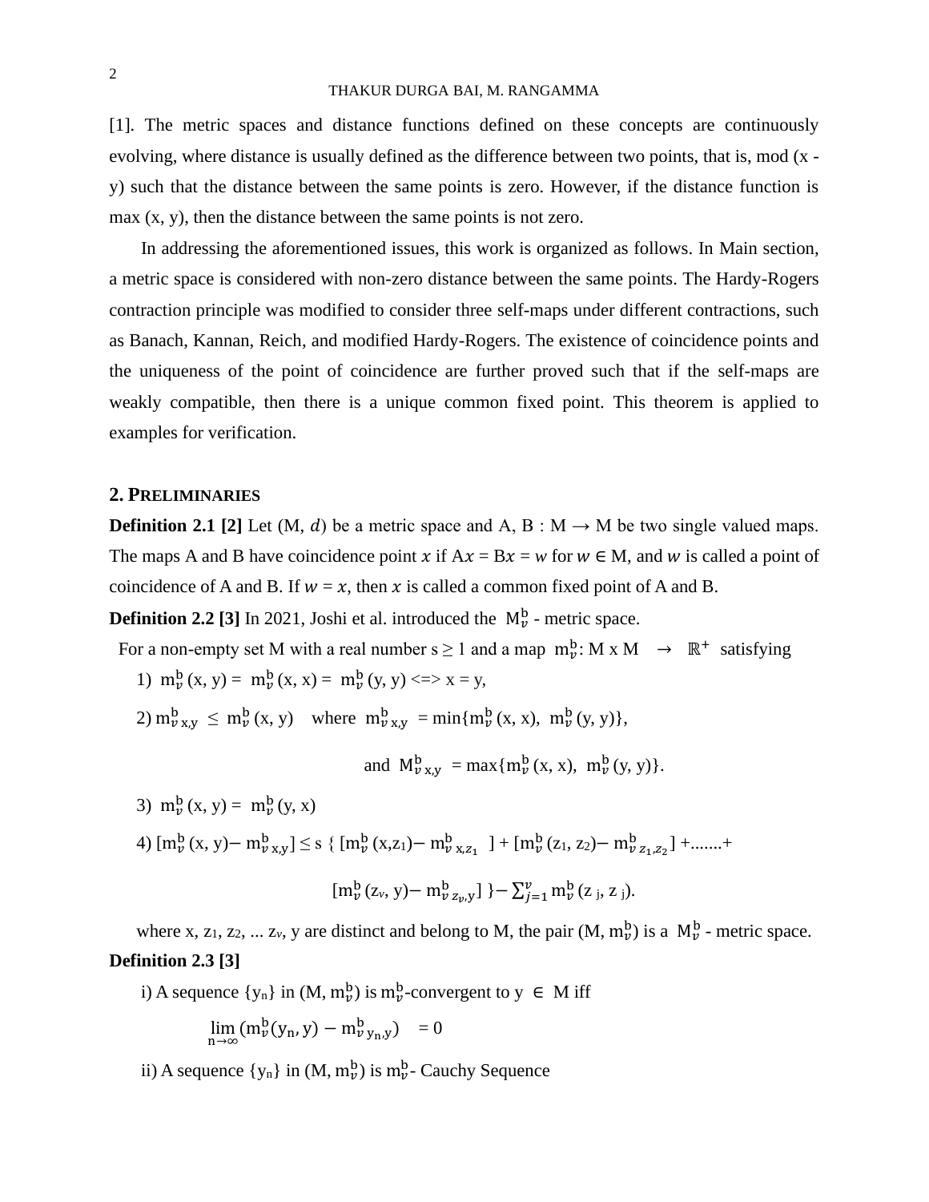[1]. The metric spaces and distance functions defined on these concepts are continuously evolving, where distance is usually defined as the difference between two points, that is, mod (x - y) such that the distance between the same points is zero. However, if the distance function is max (x, y), then the distance between the same points is not zero.

In addressing the aforementioned issues, this work is organized as follows. In Main section, a metric space is considered with non-zero distance between the same points. The Hardy-Rogers contraction principle was modified to consider three self-maps under different contractions, such as Banach, Kannan, Reich, and modified Hardy-Rogers. The existence of coincidence points and the uniqueness of the point of coincidence are further proved such that if the self-maps are weakly compatible, then there is a unique common fixed point. This theorem is applied to examples for verification.

## 2. Preliminaries

**Definition 2.1 [2]** Let (M, $d$) be a metric space and A, B : M → M be two single valued maps. The maps A and B have coincidence point $x$ if A$x$ = B$x$ = $w$ for $w \in$ M, and $w$ is called a point of coincidence of A and B. If $w = x$, then $x$ is called a common fixed point of A and B.

**Definition 2.2 [3]** In 2021, Joshi et al. introduced the $\mathrm{M}_{\nu}^{\mathrm{b}}$ - metric space.

For a non-empty set M with a real number s ≥ 1 and a map $\mathrm{m}_{\nu}^{\mathrm{b}}$: M x M → $\mathbb{R}^{+}$ satisfying

1) $\mathrm{m}_{\nu}^{\mathrm{b}}(x, y) = \mathrm{m}_{\nu}^{\mathrm{b}}(x, x) = \mathrm{m}_{\nu}^{\mathrm{b}}(y, y) \iff x = y$,

2) $\mathrm{m}_{\nu\, x,y}^{\mathrm{b}} \leq \mathrm{m}_{\nu}^{\mathrm{b}}(x, y)$ where $\mathrm{m}_{\nu\, x,y}^{\mathrm{b}} = \min\{\mathrm{m}_{\nu}^{\mathrm{b}}(x, x), \mathrm{m}_{\nu}^{\mathrm{b}}(y, y)\}$,

and $\mathrm{M}_{\nu\, x,y}^{\mathrm{b}} = \max\{\mathrm{m}_{\nu}^{\mathrm{b}}(x, x), \mathrm{m}_{\nu}^{\mathrm{b}}(y, y)\}$.

3) $\mathrm{m}_{\nu}^{\mathrm{b}}(x, y) = \mathrm{m}_{\nu}^{\mathrm{b}}(y, x)$

4) $[\mathrm{m}_{\nu}^{\mathrm{b}}(x, y) - \mathrm{m}_{\nu\, x,y}^{\mathrm{b}}] \leq s\, \{ [\mathrm{m}_{\nu}^{\mathrm{b}}(x, z_1) - \mathrm{m}_{\nu\, x,z_1}^{\mathrm{b}}] + [\mathrm{m}_{\nu}^{\mathrm{b}}(z_1, z_2) - \mathrm{m}_{\nu\, z_1,z_2}^{\mathrm{b}}] + \ldots\ldots. +$

$$[\mathrm{m}_{\nu}^{\mathrm{b}}(z_{\nu}, y) - \mathrm{m}_{\nu\, z_{\nu},y}^{\mathrm{b}}] \} - \sum_{j=1}^{\nu} \mathrm{m}_{\nu}^{\mathrm{b}}(z_j, z_j).$$

where x, $z_1$, $z_2$, ... $z_{\nu}$, y are distinct and belong to M, the pair (M, $\mathrm{m}_{\nu}^{\mathrm{b}}$) is a $\mathrm{M}_{\nu}^{\mathrm{b}}$ - metric space.

**Definition 2.3 [3]**

i) A sequence $\{y_n\}$ in (M, $\mathrm{m}_{\nu}^{\mathrm{b}}$) is $\mathrm{m}_{\nu}^{\mathrm{b}}$-convergent to y $\in$ M iff

$$\lim_{n\to\infty} (\mathrm{m}_{\nu}^{\mathrm{b}}(y_n, y) - \mathrm{m}_{\nu\, y_n,y}^{\mathrm{b}}) = 0$$

ii) A sequence $\{y_n\}$ in (M, $\mathrm{m}_{\nu}^{\mathrm{b}}$) is $\mathrm{m}_{\nu}^{\mathrm{b}}$- Cauchy Sequence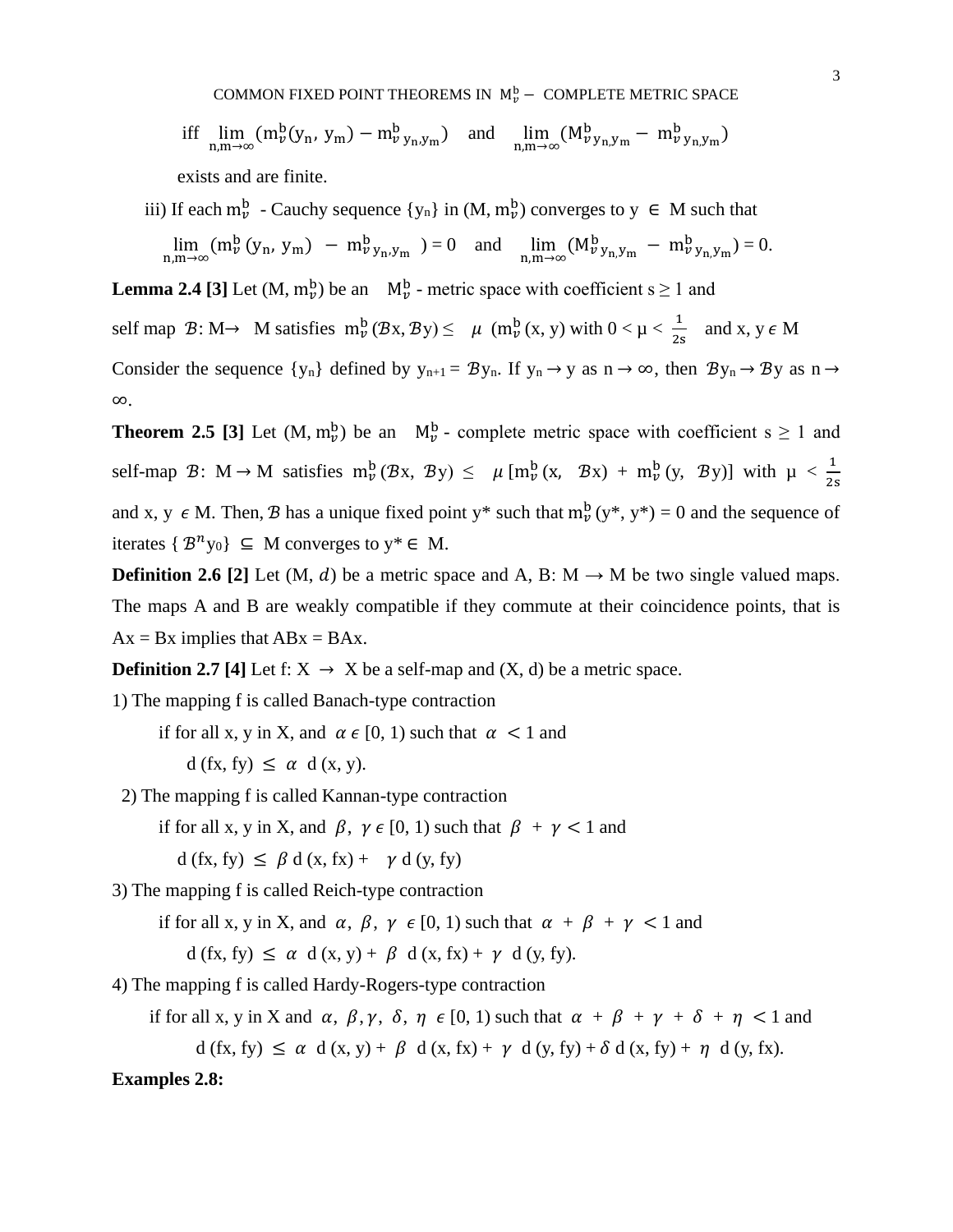iff $\lim_{n,m\to\infty}(m_\nu^b(y_n, y_m) - m^b_{\nu\, y_n,y_m})$ and $\lim_{n,m\to\infty}(M^b_{\nu\, y_n,y_m} - m^b_{\nu\, y_n,y_m})$

exists and are finite.

iii) If each $m_\nu^b$ - Cauchy sequence $\{y_n\}$ in $(M, m_\nu^b)$ converges to $y \in M$ such that

$$\lim_{n,m\to\infty}(m_\nu^b(y_n, y_m) - m^b_{\nu\, y_n,y_m}) = 0 \quad \text{and} \quad \lim_{n,m\to\infty}(M^b_{\nu\, y_n,y_m} - m^b_{\nu\, y_n,y_m}) = 0.$$

**Lemma 2.4 [3]** Let $(M, m_\nu^b)$ be an $M_\nu^b$ - metric space with coefficient $s \geq 1$ and self map $\mathcal{B}$: M→ M satisfies $m_\nu^b(\mathcal{B}x, \mathcal{B}y) \leq \mu\ (m_\nu^b(x, y))$ with $0 < \mu < \frac{1}{2s}$ and $x, y \in M$

Consider the sequence $\{y_n\}$ defined by $y_{n+1} = \mathcal{B}y_n$. If $y_n \to y$ as $n \to \infty$, then $\mathcal{B}y_n \to \mathcal{B}y$ as $n \to \infty$.

**Theorem 2.5 [3]** Let $(M, m_\nu^b)$ be an $M_\nu^b$ - complete metric space with coefficient $s \geq 1$ and self-map $\mathcal{B}$: $M \to M$ satisfies $m_\nu^b(\mathcal{B}x, \mathcal{B}y) \leq \mu\,[m_\nu^b(x, \mathcal{B}x) + m_\nu^b(y, \mathcal{B}y)]$ with $\mu < \frac{1}{2s}$ and $x, y \in M$. Then, $\mathcal{B}$ has a unique fixed point $y^*$ such that $m_\nu^b(y^*, y^*) = 0$ and the sequence of iterates $\{\mathcal{B}^n y_0\} \subseteq M$ converges to $y^* \in M$.

**Definition 2.6 [2]** Let $(M, d)$ be a metric space and A, B: M → M be two single valued maps. The maps A and B are weakly compatible if they commute at their coincidence points, that is $Ax = Bx$ implies that $ABx = BAx$.

**Definition 2.7 [4]** Let f: X → X be a self-map and (X, d) be a metric space.

1) The mapping f is called Banach-type contraction

if for all x, y in X, and $\alpha \in [0, 1)$ such that $\alpha < 1$ and

$d(fx, fy) \leq \alpha\ d(x, y)$.

2) The mapping f is called Kannan-type contraction

if for all x, y in X, and $\beta, \gamma \in [0, 1)$ such that $\beta + \gamma < 1$ and

$d(fx, fy) \leq \beta\, d(x, fx) + \gamma\, d(y, fy)$

3) The mapping f is called Reich-type contraction

if for all x, y in X, and $\alpha, \beta, \gamma \in [0, 1)$ such that $\alpha + \beta + \gamma < 1$ and

$d(fx, fy) \leq \alpha\ d(x, y) + \beta\ d(x, fx) + \gamma\ d(y, fy)$.

4) The mapping f is called Hardy-Rogers-type contraction

if for all x, y in X and $\alpha, \beta, \gamma, \delta, \eta \in [0, 1)$ such that $\alpha + \beta + \gamma + \delta + \eta < 1$ and

$d(fx, fy) \leq \alpha\ d(x, y) + \beta\ d(x, fx) + \gamma\ d(y, fy) + \delta\, d(x, fy) + \eta\ d(y, fx)$.

**Examples 2.8:**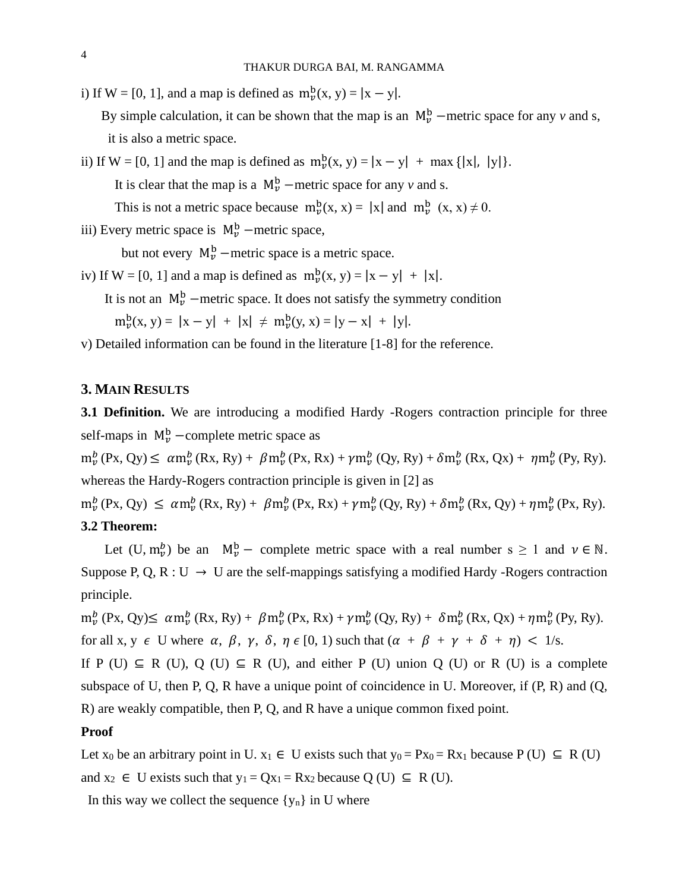i) If W = [0, 1], and a map is defined as $m_\nu^b(x, y) = |x - y|$.

By simple calculation, it can be shown that the map is an $M_\nu^b$ −metric space for any $\nu$ and s, it is also a metric space.

ii) If W = [0, 1] and the map is defined as $m_\nu^b(x, y) = |x - y| + \max\{|x|, |y|\}$.

It is clear that the map is a $M_\nu^b$ −metric space for any $\nu$ and s.

This is not a metric space because $m_\nu^b(x, x) = |x|$ and $m_\nu^b(x, x) \neq 0$.

iii) Every metric space is $M_\nu^b$ −metric space,

but not every $M_\nu^b$ −metric space is a metric space.

iv) If W = [0, 1] and a map is defined as $m_\nu^b(x, y) = |x - y| + |x|$.

It is not an $M_\nu^b$ −metric space. It does not satisfy the symmetry condition

$m_\nu^b(x, y) = |x - y| + |x| \neq m_\nu^b(y, x) = |y - x| + |y|$.

v) Detailed information can be found in the literature [1-8] for the reference.

## 3. Main Results

**3.1 Definition.** We are introducing a modified Hardy -Rogers contraction principle for three self-maps in $M_\nu^b$ −complete metric space as

$$m_\nu^b(Px, Qy) \leq \alpha m_\nu^b(Rx, Ry) + \beta m_\nu^b(Px, Rx) + \gamma m_\nu^b(Qy, Ry) + \delta m_\nu^b(Rx, Qx) + \eta m_\nu^b(Py, Ry).$$

whereas the Hardy-Rogers contraction principle is given in [2] as

$$m_\nu^b(Px, Qy) \leq \alpha m_\nu^b(Rx, Ry) + \beta m_\nu^b(Px, Rx) + \gamma m_\nu^b(Qy, Ry) + \delta m_\nu^b(Rx, Qy) + \eta m_\nu^b(Px, Ry).$$

**3.2 Theorem:**

Let $(U, m_\nu^b)$ be an $M_\nu^b$− complete metric space with a real number $s \geq 1$ and $\nu \in \mathbb{N}$. Suppose P, Q, R : U $\rightarrow$ U are the self-mappings satisfying a modified Hardy -Rogers contraction principle.

$$m_\nu^b(Px, Qy) \leq \alpha m_\nu^b(Rx, Ry) + \beta m_\nu^b(Px, Rx) + \gamma m_\nu^b(Qy, Ry) + \delta m_\nu^b(Rx, Qx) + \eta m_\nu^b(Py, Ry).$$

for all x, y $\epsilon$ U where $\alpha, \beta, \gamma, \delta, \eta \in [0, 1)$ such that $(\alpha + \beta + \gamma + \delta + \eta) < 1/s$.

If P (U) $\subseteq$ R (U), Q (U) $\subseteq$ R (U), and either P (U) union Q (U) or R (U) is a complete subspace of U, then P, Q, R have a unique point of coincidence in U. Moreover, if (P, R) and (Q, R) are weakly compatible, then P, Q, and R have a unique common fixed point.

**Proof**

Let $x_0$ be an arbitrary point in U. $x_1 \in$ U exists such that $y_0 = Px_0 = Rx_1$ because P (U) $\subseteq$ R (U) and $x_2 \in$ U exists such that $y_1 = Qx_1 = Rx_2$ because Q (U) $\subseteq$ R (U).

In this way we collect the sequence $\{y_n\}$ in U where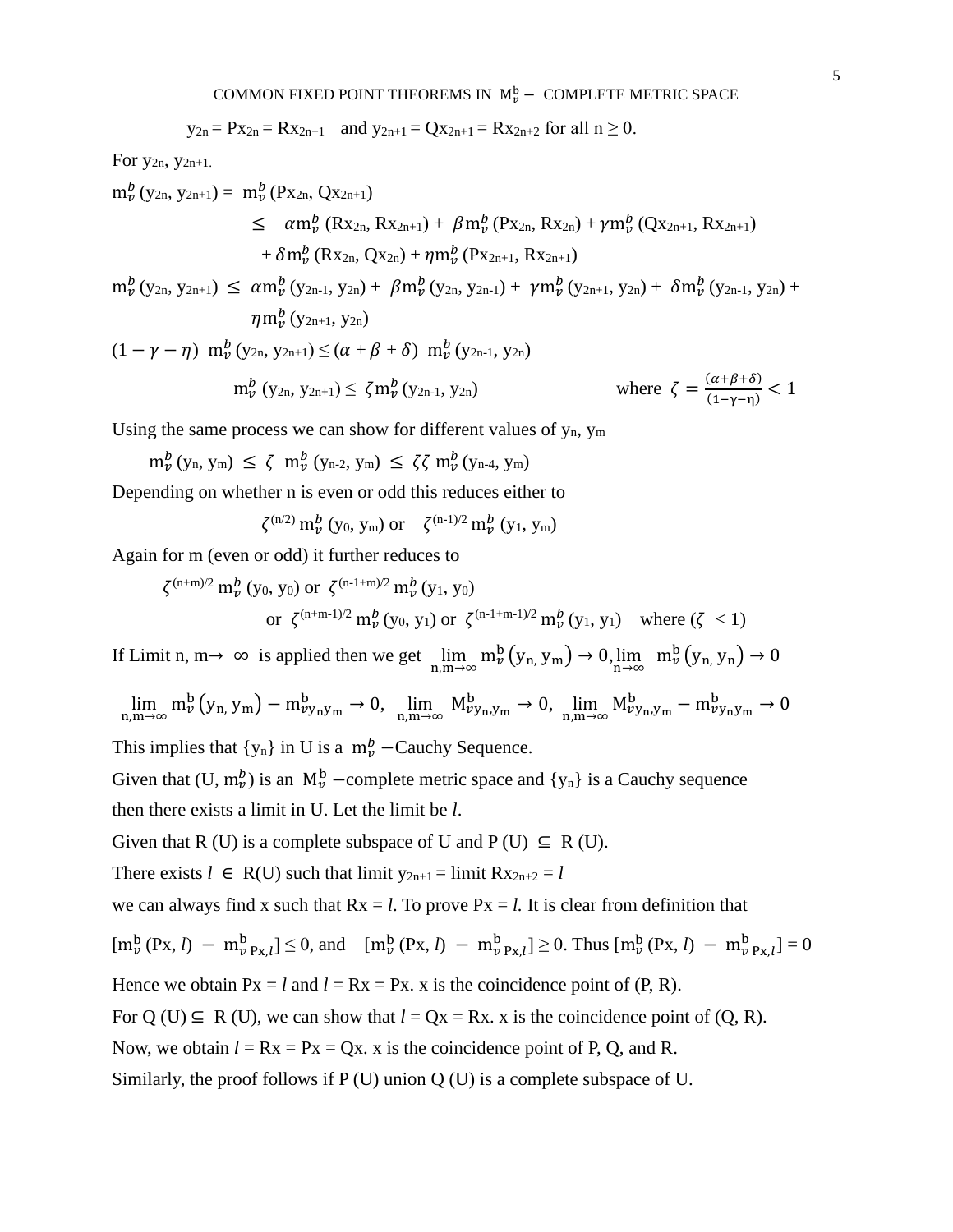$$y_{2n} = Px_{2n} = Rx_{2n+1} \quad \text{and } y_{2n+1} = Qx_{2n+1} = Rx_{2n+2} \text{ for all } n \geq 0.$$

For $y_{2n}$, $y_{2n+1}$.

$$\begin{aligned} m_\nu^b(y_{2n}, y_{2n+1}) &= m_\nu^b(Px_{2n}, Qx_{2n+1}) \\ &\leq \alpha m_\nu^b(Rx_{2n}, Rx_{2n+1}) + \beta m_\nu^b(Px_{2n}, Rx_{2n}) + \gamma m_\nu^b(Qx_{2n+1}, Rx_{2n+1}) \\ &\quad + \delta m_\nu^b(Rx_{2n}, Qx_{2n}) + \eta m_\nu^b(Px_{2n+1}, Rx_{2n+1}) \end{aligned}$$

$$m_\nu^b(y_{2n}, y_{2n+1}) \leq \alpha m_\nu^b(y_{2n-1}, y_{2n}) + \beta m_\nu^b(y_{2n}, y_{2n-1}) + \gamma m_\nu^b(y_{2n+1}, y_{2n}) + \delta m_\nu^b(y_{2n-1}, y_{2n}) + \eta m_\nu^b(y_{2n+1}, y_{2n})$$

$$(1 - \gamma - \eta)\; m_\nu^b(y_{2n}, y_{2n+1}) \leq (\alpha + \beta + \delta)\; m_\nu^b(y_{2n-1}, y_{2n})$$

$$m_\nu^b(y_{2n}, y_{2n+1}) \leq \zeta m_\nu^b(y_{2n-1}, y_{2n}) \qquad \text{where } \zeta = \frac{(\alpha+\beta+\delta)}{(1-\gamma-\eta)} < 1$$

Using the same process we can show for different values of $y_n$, $y_m$

$$m_\nu^b(y_n, y_m) \leq \zeta\; m_\nu^b(y_{n-2}, y_m) \leq \zeta\zeta\; m_\nu^b(y_{n-4}, y_m)$$

Depending on whether n is even or odd this reduces either to

$$\zeta^{(n/2)} m_\nu^b(y_0, y_m) \text{ or } \zeta^{(n-1)/2} m_\nu^b(y_1, y_m)$$

Again for m (even or odd) it further reduces to

$$\zeta^{(n+m)/2} m_\nu^b(y_0, y_0) \text{ or } \zeta^{(n-1+m)/2} m_\nu^b(y_1, y_0)$$

$$\text{or } \zeta^{(n+m-1)/2} m_\nu^b(y_0, y_1) \text{ or } \zeta^{(n-1+m-1)/2} m_\nu^b(y_1, y_1) \quad \text{where } (\zeta < 1)$$

If Limit $n, m \to \infty$ is applied then we get $\lim_{n,m\to\infty} m_\nu^b(y_n, y_m) \to 0, \lim_{n\to\infty} m_\nu^b(y_n, y_n) \to 0$

$$\lim_{n,m\to\infty} m_\nu^b(y_n, y_m) - m_{\nu y_n y_m}^b \to 0, \quad \lim_{n,m\to\infty} M_{\nu y_n, y_m}^b \to 0, \quad \lim_{n,m\to\infty} M_{\nu y_n, y_m}^b - m_{\nu y_n y_m}^b \to 0$$

This implies that $\{y_n\}$ in U is a $m_\nu^b$ −Cauchy Sequence.

Given that $(U, m_\nu^b)$ is an $M_\nu^b$ −complete metric space and $\{y_n\}$ is a Cauchy sequence then there exists a limit in U. Let the limit be $l$.

Given that R (U) is a complete subspace of U and P (U) $\subseteq$ R (U).

There exists $l \in R(U)$ such that limit $y_{2n+1}$ = limit $Rx_{2n+2} = l$

we can always find x such that $Rx = l$. To prove $Px = l$. It is clear from definition that

$[m_\nu^b(Px, l) - m_{\nu\, Px, l}^b] \leq 0$, and $[m_\nu^b(Px, l) - m_{\nu\, Px, l}^b] \geq 0$. Thus $[m_\nu^b(Px, l) - m_{\nu\, Px, l}^b] = 0$

Hence we obtain $Px = l$ and $l = Rx = Px$. x is the coincidence point of (P, R).

For Q (U) $\subseteq$ R (U), we can show that $l = Qx = Rx$. x is the coincidence point of (Q, R).

Now, we obtain $l = Rx = Px = Qx$. x is the coincidence point of P, Q, and R.

Similarly, the proof follows if P (U) union Q (U) is a complete subspace of U.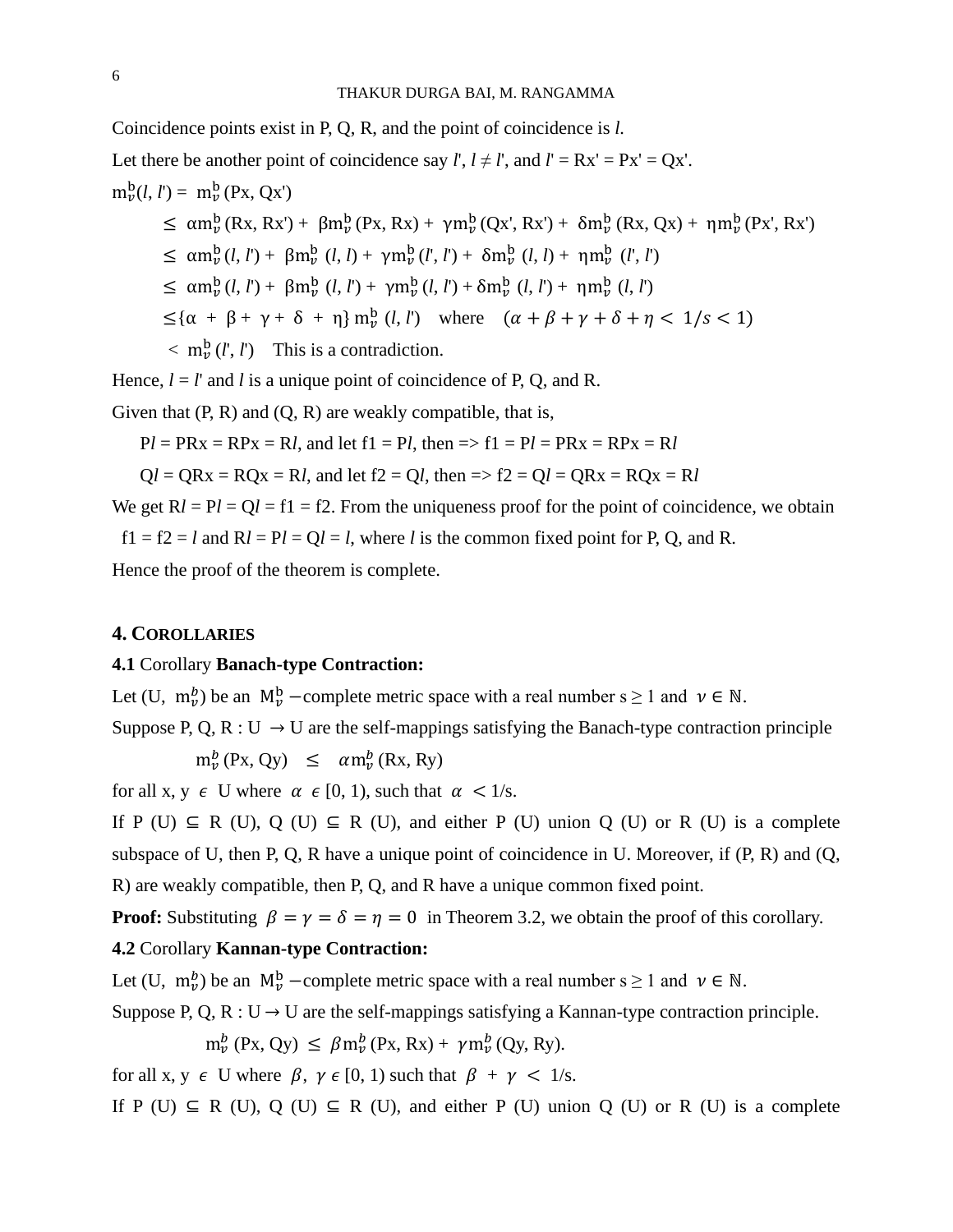Coincidence points exist in P, Q, R, and the point of coincidence is *l*.

Let there be another point of coincidence say *l'*, *l* ≠ *l'*, and *l'* = Rx' = Px' = Qx'.

$$
\begin{aligned}
\mathrm{m}_{\nu}^{\mathrm{b}}(l, l') &= \mathrm{m}_{\nu}^{\mathrm{b}}(Px, Qx') \\
&\le \alpha \mathrm{m}_{\nu}^{\mathrm{b}}(Rx, Rx') + \beta \mathrm{m}_{\nu}^{\mathrm{b}}(Px, Rx) + \gamma \mathrm{m}_{\nu}^{\mathrm{b}}(Qx', Rx') + \delta \mathrm{m}_{\nu}^{\mathrm{b}}(Rx, Qx) + \eta \mathrm{m}_{\nu}^{\mathrm{b}}(Px', Rx') \\
&\le \alpha \mathrm{m}_{\nu}^{\mathrm{b}}(l, l') + \beta \mathrm{m}_{\nu}^{\mathrm{b}}(l, l) + \gamma \mathrm{m}_{\nu}^{\mathrm{b}}(l', l') + \delta \mathrm{m}_{\nu}^{\mathrm{b}}(l, l) + \eta \mathrm{m}_{\nu}^{\mathrm{b}}(l', l') \\
&\le \alpha \mathrm{m}_{\nu}^{\mathrm{b}}(l, l') + \beta \mathrm{m}_{\nu}^{\mathrm{b}}(l, l') + \gamma \mathrm{m}_{\nu}^{\mathrm{b}}(l, l') + \delta \mathrm{m}_{\nu}^{\mathrm{b}}(l, l') + \eta \mathrm{m}_{\nu}^{\mathrm{b}}(l, l') \\
&\le \{\alpha + \beta + \gamma + \delta + \eta\}\, \mathrm{m}_{\nu}^{\mathrm{b}}(l, l') \quad \text{where} \quad (\alpha+\beta+\gamma+\delta+\eta < 1/s < 1) \\
&< \mathrm{m}_{\nu}^{\mathrm{b}}(l', l') \quad \text{This is a contradiction.}
\end{aligned}
$$

Hence, *l* = *l'* and *l* is a unique point of coincidence of P, Q, and R.

Given that (P, R) and (Q, R) are weakly compatible, that is,

P*l* = PRx = RPx = R*l*, and let f1 = P*l*, then => f1 = P*l* = PRx = RPx = R*l*

Q*l* = QRx = RQx = R*l*, and let f2 = Q*l*, then => f2 = Q*l* = QRx = RQx = R*l*

We get R*l* = P*l* = Q*l* = f1 = f2. From the uniqueness proof for the point of coincidence, we obtain f1 = f2 = *l* and R*l* = P*l* = Q*l* = *l*, where *l* is the common fixed point for P, Q, and R.

Hence the proof of the theorem is complete.

## 4. COROLLARIES

**4.1** Corollary **Banach-type Contraction:**

Let (U, $\mathrm{m}_{\nu}^{b}$) be an $\mathrm{M}_{\nu}^{\mathrm{b}}$ −complete metric space with a real number s ≥ 1 and $\nu \in \mathbb{N}$.

Suppose P, Q, R : U → U are the self-mappings satisfying the Banach-type contraction principle

$$\mathrm{m}_{\nu}^{b}(Px, Qy) \le \alpha \mathrm{m}_{\nu}^{b}(Rx, Ry)$$

for all x, y $\epsilon$ U where $\alpha \ \epsilon \ [0, 1)$, such that $\alpha < 1/s$.

If P (U) ⊆ R (U), Q (U) ⊆ R (U), and either P (U) union Q (U) or R (U) is a complete subspace of U, then P, Q, R have a unique point of coincidence in U. Moreover, if (P, R) and (Q, R) are weakly compatible, then P, Q, and R have a unique common fixed point.

**Proof:** Substituting $\beta = \gamma = \delta = \eta = 0$ in Theorem 3.2, we obtain the proof of this corollary.

**4.2** Corollary **Kannan-type Contraction:**

Let (U, $\mathrm{m}_{\nu}^{b}$) be an $\mathrm{M}_{\nu}^{\mathrm{b}}$ −complete metric space with a real number s ≥ 1 and $\nu \in \mathbb{N}$.

Suppose P, Q, R : U → U are the self-mappings satisfying a Kannan-type contraction principle.

$$\mathrm{m}_{\nu}^{b}(Px, Qy) \le \beta \mathrm{m}_{\nu}^{b}(Px, Rx) + \gamma \mathrm{m}_{\nu}^{b}(Qy, Ry).$$

for all x, y $\epsilon$ U where $\beta, \gamma \ \epsilon \ [0, 1)$ such that $\beta + \gamma < 1/s$.

If P (U) ⊆ R (U), Q (U) ⊆ R (U), and either P (U) union Q (U) or R (U) is a complete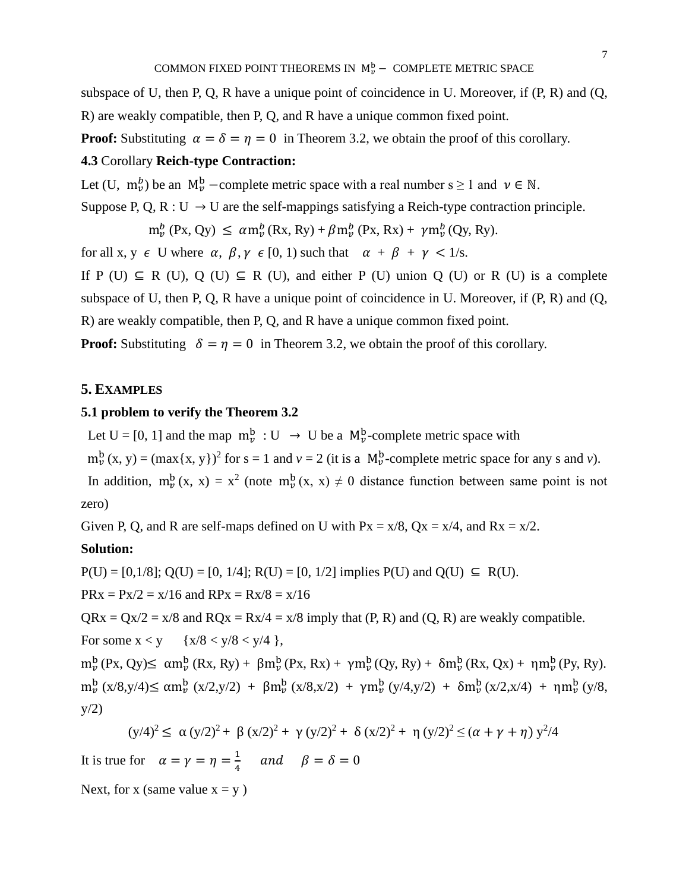subspace of U, then P, Q, R have a unique point of coincidence in U. Moreover, if (P, R) and (Q, R) are weakly compatible, then P, Q, and R have a unique common fixed point.

**Proof:** Substituting $\alpha = \delta = \eta = 0$ in Theorem 3.2, we obtain the proof of this corollary.

**4.3** Corollary **Reich-type Contraction:**

Let (U, $m_\nu^b$) be an $M_\nu^b$ −complete metric space with a real number s ≥ 1 and $\nu \in \mathbb{N}$.

Suppose P, Q, R : U → U are the self-mappings satisfying a Reich-type contraction principle.

$$m_\nu^b(Px, Qy) \le \alpha m_\nu^b(Rx, Ry) + \beta m_\nu^b(Px, Rx) + \gamma m_\nu^b(Qy, Ry).$$

for all x, y $\epsilon$ U where $\alpha, \beta, \gamma \ \epsilon\ [0, 1)$ such that $\alpha + \beta + \gamma < 1/s$.

If P (U) ⊆ R (U), Q (U) ⊆ R (U), and either P (U) union Q (U) or R (U) is a complete subspace of U, then P, Q, R have a unique point of coincidence in U. Moreover, if (P, R) and (Q, R) are weakly compatible, then P, Q, and R have a unique common fixed point.

**Proof:** Substituting $\delta = \eta = 0$ in Theorem 3.2, we obtain the proof of this corollary.

## 5. EXAMPLES

**5.1 problem to verify the Theorem 3.2**

Let U = [0, 1] and the map $m_\nu^b$ : U → U be a $M_\nu^b$-complete metric space with

$m_\nu^b(x, y) = (\max\{x, y\})^2$ for s = 1 and $\nu$ = 2 (it is a $M_\nu^b$-complete metric space for any s and $\nu$).

In addition, $m_\nu^b(x, x) = x^2$ (note $m_\nu^b(x, x) \neq 0$ distance function between same point is not zero)

Given P, Q, and R are self-maps defined on U with Px = x/8, Qx = x/4, and Rx = x/2.

**Solution:**

P(U) = [0,1/8]; Q(U) = [0, 1/4]; R(U) = [0, 1/2] implies P(U) and Q(U) ⊆ R(U).

PRx = Px/2 = x/16 and RPx = Rx/8 = x/16

QRx = Qx/2 = x/8 and RQx = Rx/4 = x/8 imply that (P, R) and (Q, R) are weakly compatible.

For some x < y {x/8 < y/8 < y/4 },

$m_\nu^b(Px, Qy) \le \alpha m_\nu^b(Rx, Ry) + \beta m_\nu^b(Px, Rx) + \gamma m_\nu^b(Qy, Ry) + \delta m_\nu^b(Rx, Qx) + \eta m_\nu^b(Py, Ry)$.

$m_\nu^b(x/8, y/4) \le \alpha m_\nu^b(x/2, y/2) + \beta m_\nu^b(x/8, x/2) + \gamma m_\nu^b(y/4, y/2) + \delta m_\nu^b(x/2, x/4) + \eta m_\nu^b(y/8, y/2)$

$$(y/4)^2 \le \alpha (y/2)^2 + \beta (x/2)^2 + \gamma (y/2)^2 + \delta (x/2)^2 + \eta (y/2)^2 \le (\alpha + \gamma + \eta)\, y^2/4$$

It is true for $\alpha = \gamma = \eta = \frac{1}{4}$ *and* $\beta = \delta = 0$

Next, for x (same value x = y )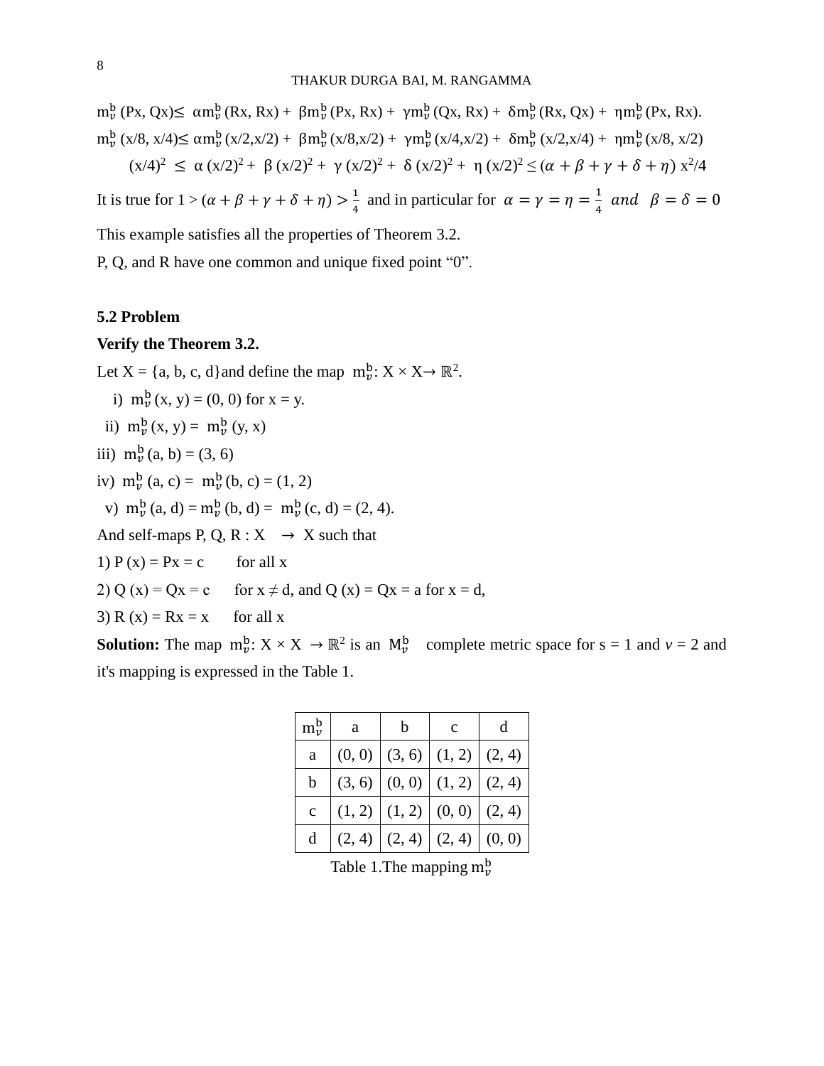$m_\nu^b$ (Px, Qx)$\leq$ $\alpha m_\nu^b$ (Rx, Rx) + $\beta m_\nu^b$ (Px, Rx) + $\gamma m_\nu^b$ (Qx, Rx) + $\delta m_\nu^b$ (Rx, Qx) + $\eta m_\nu^b$ (Px, Rx).

$m_\nu^b$ (x/8, x/4)$\leq$ $\alpha m_\nu^b$ (x/2,x/2) + $\beta m_\nu^b$ (x/8,x/2) + $\gamma m_\nu^b$ (x/4,x/2) + $\delta m_\nu^b$ (x/2,x/4) + $\eta m_\nu^b$ (x/8, x/2)

$$(x/4)^2 \leq \alpha (x/2)^2 + \beta (x/2)^2 + \gamma (x/2)^2 + \delta (x/2)^2 + \eta (x/2)^2 \leq (\alpha+\beta+\gamma+\delta+\eta)\, x^2/4$$

It is true for $1 > (\alpha+\beta+\gamma+\delta+\eta) > \frac{1}{4}$ and in particular for $\alpha=\gamma=\eta=\frac{1}{4}$ *and* $\beta=\delta=0$

This example satisfies all the properties of Theorem 3.2.

P, Q, and R have one common and unique fixed point "0".

### 5.2 Problem

**Verify the Theorem 3.2.**

Let X = {a, b, c, d}and define the map $m_\nu^b$: X × X→ $\mathbb{R}^2$.

i) $m_\nu^b$ (x, y) = (0, 0) for x = y.

ii) $m_\nu^b$ (x, y) = $m_\nu^b$ (y, x)

iii) $m_\nu^b$ (a, b) = (3, 6)

iv) $m_\nu^b$ (a, c) = $m_\nu^b$ (b, c) = (1, 2)

v) $m_\nu^b$ (a, d) = $m_\nu^b$ (b, d) = $m_\nu^b$ (c, d) = (2, 4).

And self-maps P, Q, R : X → X such that

1) P (x) = Px = c for all x

2) Q (x) = Qx = c for x ≠ d, and Q (x) = Qx = a for x = d,

3) R (x) = Rx = x for all x

**Solution:** The map $m_\nu^b$: X × X → $\mathbb{R}^2$ is an $M_\nu^b$ complete metric space for s = 1 and $\nu$ = 2 and it's mapping is expressed in the Table 1.

| $m_\nu^b$ | a | b | c | d |
|---|---|---|---|---|
| a | (0, 0) | (3, 6) | (1, 2) | (2, 4) |
| b | (3, 6) | (0, 0) | (1, 2) | (2, 4) |
| c | (1, 2) | (1, 2) | (0, 0) | (2, 4) |
| d | (2, 4) | (2, 4) | (2, 4) | (0, 0) |

Table 1.The mapping $m_\nu^b$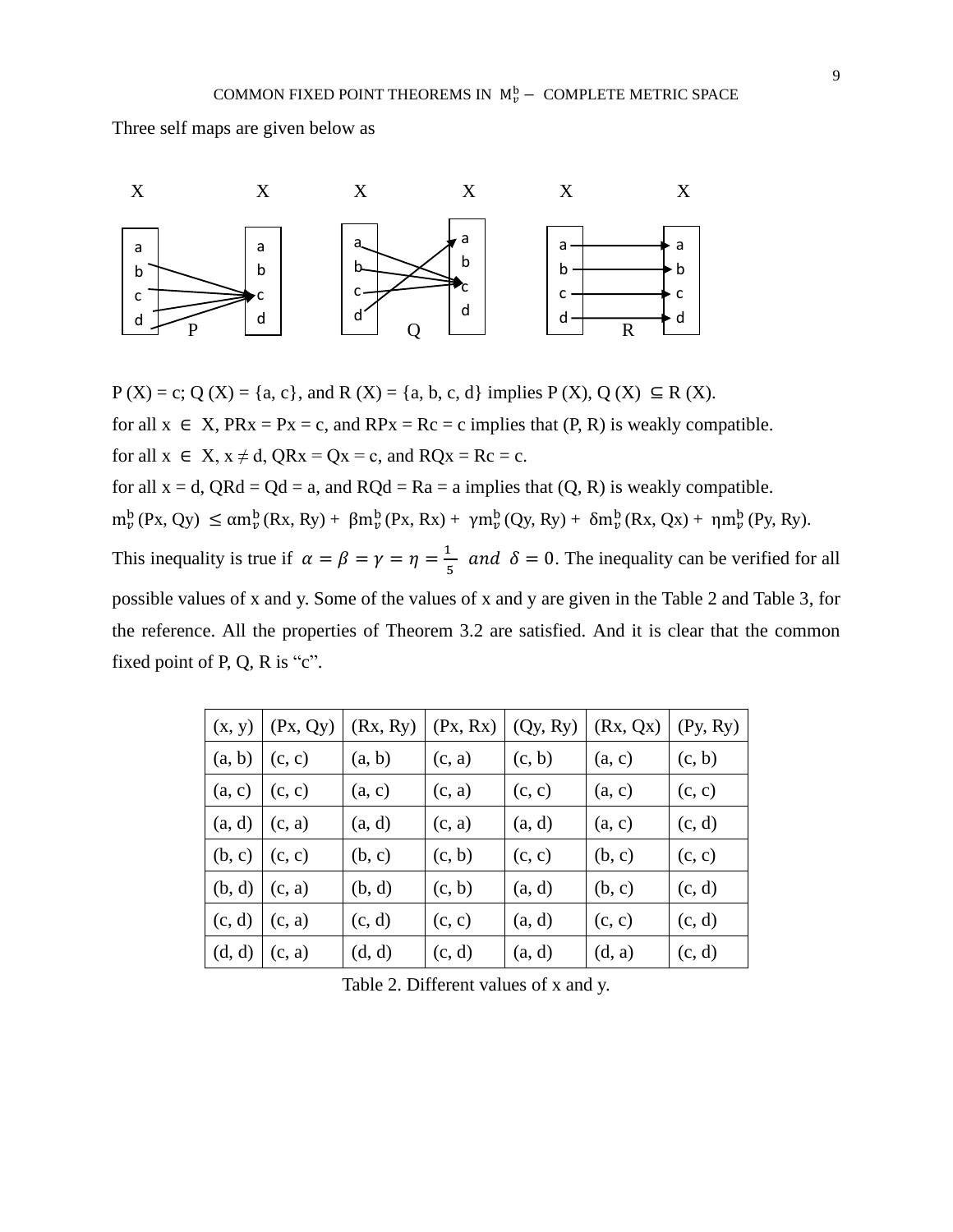Three self maps are given below as

$P(X) = c$; $Q(X) = \{a, c\}$, and $R(X) = \{a, b, c, d\}$ implies $P(X), Q(X) \subseteq R(X)$.

for all $x \in X$, $PRx = Px = c$, and $RPx = Rc = c$ implies that $(P, R)$ is weakly compatible.

for all $x \in X$, $x \neq d$, $QRx = Qx = c$, and $RQx = Rc = c$.

for all $x = d$, $QRd = Qd = a$, and $RQd = Ra = a$ implies that $(Q, R)$ is weakly compatible.

$m_\nu^b(Px, Qy) \leq \alpha m_\nu^b(Rx, Ry) + \beta m_\nu^b(Px, Rx) + \gamma m_\nu^b(Qy, Ry) + \delta m_\nu^b(Rx, Qx) + \eta m_\nu^b(Py, Ry)$.

This inequality is true if $\alpha = \beta = \gamma = \eta = \frac{1}{5}$ *and* $\delta = 0$. The inequality can be verified for all possible values of x and y. Some of the values of x and y are given in the Table 2 and Table 3, for the reference. All the properties of Theorem 3.2 are satisfied. And it is clear that the common fixed point of P, Q, R is "c".

| (x, y) | (Px, Qy) | (Rx, Ry) | (Px, Rx) | (Qy, Ry) | (Rx, Qx) | (Py, Ry) |
|---|---|---|---|---|---|---|
| (a, b) | (c, c) | (a, b) | (c, a) | (c, b) | (a, c) | (c, b) |
| (a, c) | (c, c) | (a, c) | (c, a) | (c, c) | (a, c) | (c, c) |
| (a, d) | (c, a) | (a, d) | (c, a) | (a, d) | (a, c) | (c, d) |
| (b, c) | (c, c) | (b, c) | (c, b) | (c, c) | (b, c) | (c, c) |
| (b, d) | (c, a) | (b, d) | (c, b) | (a, d) | (b, c) | (c, d) |
| (c, d) | (c, a) | (c, d) | (c, c) | (a, d) | (c, c) | (c, d) |
| (d, d) | (c, a) | (d, d) | (c, d) | (a, d) | (d, a) | (c, d) |

Table 2. Different values of x and y.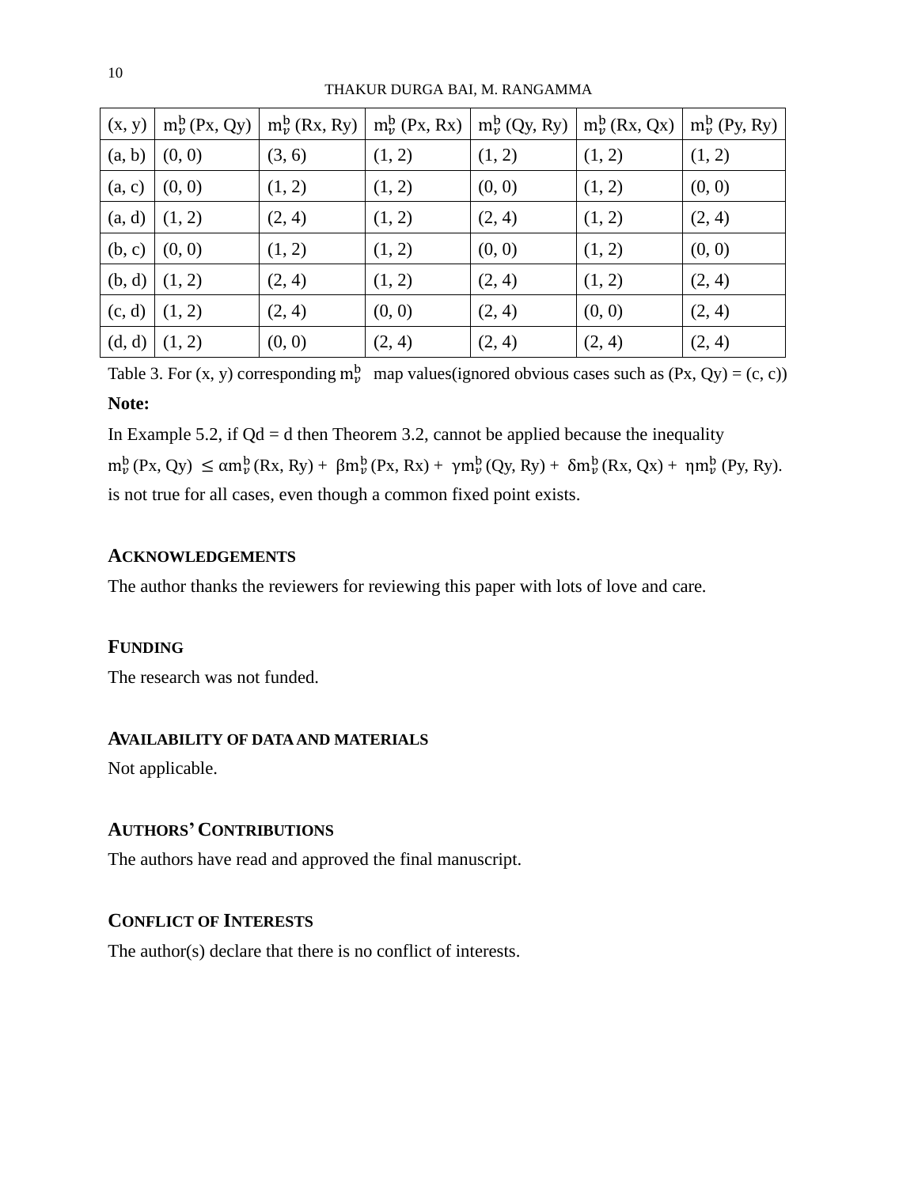| (x, y) | $m_\nu^b$ (Px, Qy) | $m_\nu^b$ (Rx, Ry) | $m_\nu^b$ (Px, Rx) | $m_\nu^b$ (Qy, Ry) | $m_\nu^b$ (Rx, Qx) | $m_\nu^b$ (Py, Ry) |
|---|---|---|---|---|---|---|
| (a, b) | (0, 0) | (3, 6) | (1, 2) | (1, 2) | (1, 2) | (1, 2) |
| (a, c) | (0, 0) | (1, 2) | (1, 2) | (0, 0) | (1, 2) | (0, 0) |
| (a, d) | (1, 2) | (2, 4) | (1, 2) | (2, 4) | (1, 2) | (2, 4) |
| (b, c) | (0, 0) | (1, 2) | (1, 2) | (0, 0) | (1, 2) | (0, 0) |
| (b, d) | (1, 2) | (2, 4) | (1, 2) | (2, 4) | (1, 2) | (2, 4) |
| (c, d) | (1, 2) | (2, 4) | (0, 0) | (2, 4) | (0, 0) | (2, 4) |
| (d, d) | (1, 2) | (0, 0) | (2, 4) | (2, 4) | (2, 4) | (2, 4) |

Table 3. For (x, y) corresponding $m_\nu^b$ map values(ignored obvious cases such as (Px, Qy) = (c, c))

**Note:**

In Example 5.2, if Qd = d then Theorem 3.2, cannot be applied because the inequality

$m_\nu^b$ (Px, Qy) $\leq \alpha m_\nu^b$ (Rx, Ry) + $\beta m_\nu^b$ (Px, Rx) + $\gamma m_\nu^b$ (Qy, Ry) + $\delta m_\nu^b$ (Rx, Qx) + $\eta m_\nu^b$ (Py, Ry).

is not true for all cases, even though a common fixed point exists.

## ACKNOWLEDGEMENTS

The author thanks the reviewers for reviewing this paper with lots of love and care.

## FUNDING

The research was not funded.

## AVAILABILITY OF DATA AND MATERIALS

Not applicable.

## AUTHORS' CONTRIBUTIONS

The authors have read and approved the final manuscript.

## CONFLICT OF INTERESTS

The author(s) declare that there is no conflict of interests.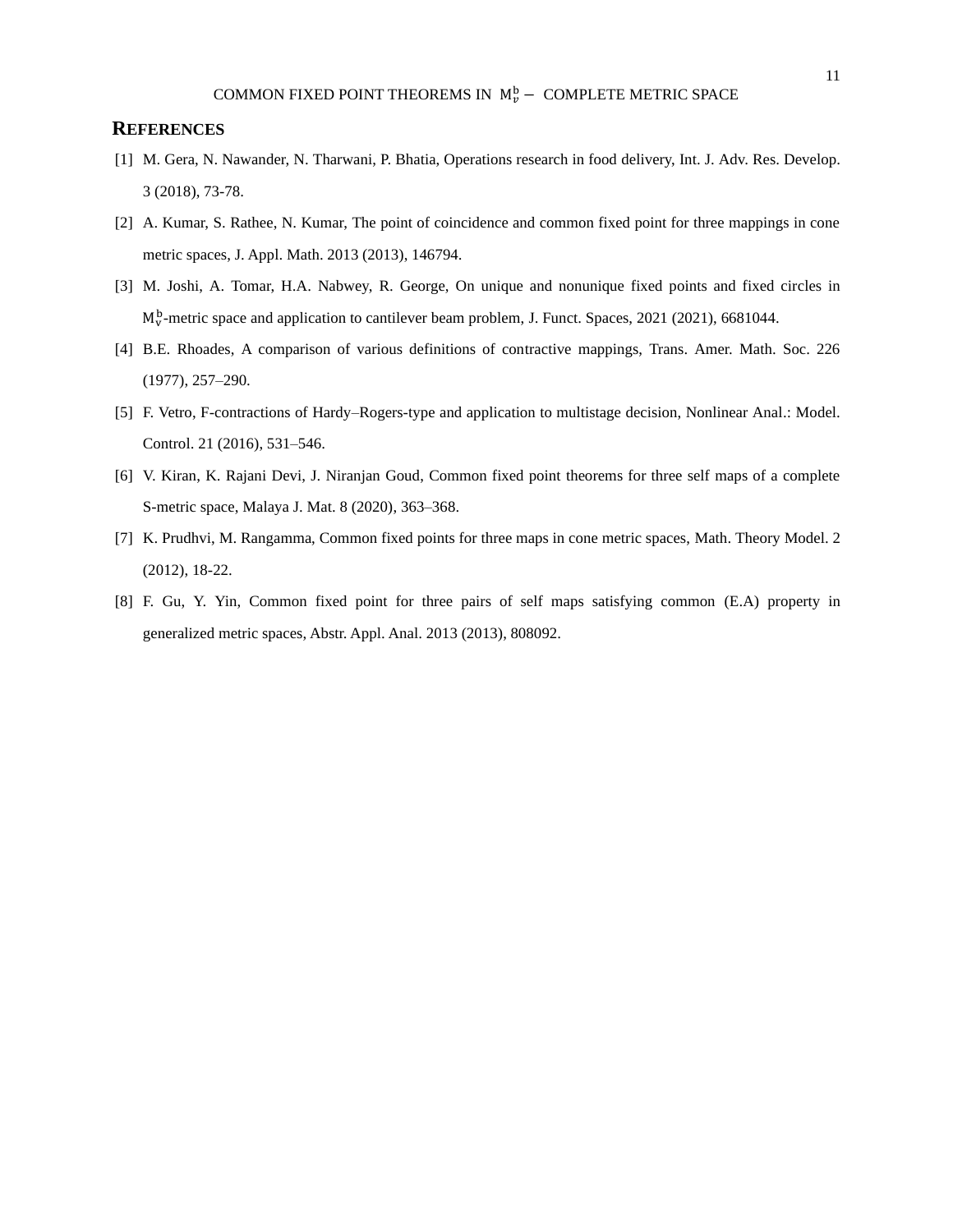## REFERENCES

[1] M. Gera, N. Nawander, N. Tharwani, P. Bhatia, Operations research in food delivery, Int. J. Adv. Res. Develop. 3 (2018), 73-78.

[2] A. Kumar, S. Rathee, N. Kumar, The point of coincidence and common fixed point for three mappings in cone metric spaces, J. Appl. Math. 2013 (2013), 146794.

[3] M. Joshi, A. Tomar, H.A. Nabwey, R. George, On unique and nonunique fixed points and fixed circles in $M_v^b$-metric space and application to cantilever beam problem, J. Funct. Spaces, 2021 (2021), 6681044.

[4] B.E. Rhoades, A comparison of various definitions of contractive mappings, Trans. Amer. Math. Soc. 226 (1977), 257–290.

[5] F. Vetro, F-contractions of Hardy–Rogers-type and application to multistage decision, Nonlinear Anal.: Model. Control. 21 (2016), 531–546.

[6] V. Kiran, K. Rajani Devi, J. Niranjan Goud, Common fixed point theorems for three self maps of a complete S-metric space, Malaya J. Mat. 8 (2020), 363–368.

[7] K. Prudhvi, M. Rangamma, Common fixed points for three maps in cone metric spaces, Math. Theory Model. 2 (2012), 18-22.

[8] F. Gu, Y. Yin, Common fixed point for three pairs of self maps satisfying common (E.A) property in generalized metric spaces, Abstr. Appl. Anal. 2013 (2013), 808092.